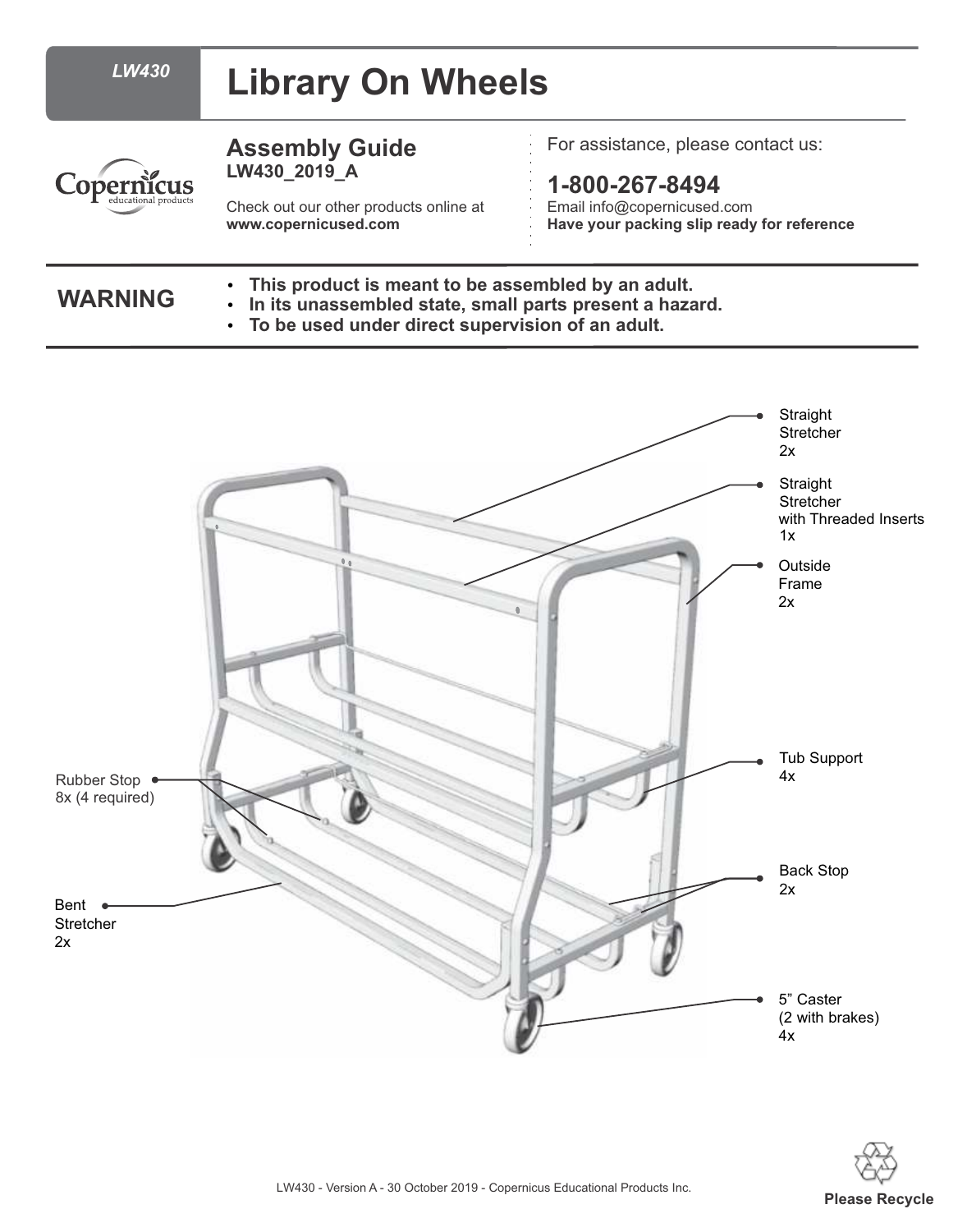LW430

# Library On Wheels

Copernicus educational products

## Assembly Guide

**LW430_2019_A**

Check out our other products online at
**www.copernicused.com**

For assistance, please contact us:

**1-800-267-8494**

Email info@copernicused.com
**Have your packing slip ready for reference**

## WARNING

- **This product is meant to be assembled by an adult.**
- **In its unassembled state, small parts present a hazard.**
- **To be used under direct supervision of an adult.**

- Straight Stretcher 2x
- Straight Stretcher with Threaded Inserts 1x
- Outside Frame 2x
- Tub Support 4x
- Back Stop 2x
- 5" Caster (2 with brakes) 4x
- Rubber Stop 8x (4 required)
- Bent Stretcher 2x

LW430 - Version A - 30 October 2019 - Copernicus Educational Products Inc.

Please Recycle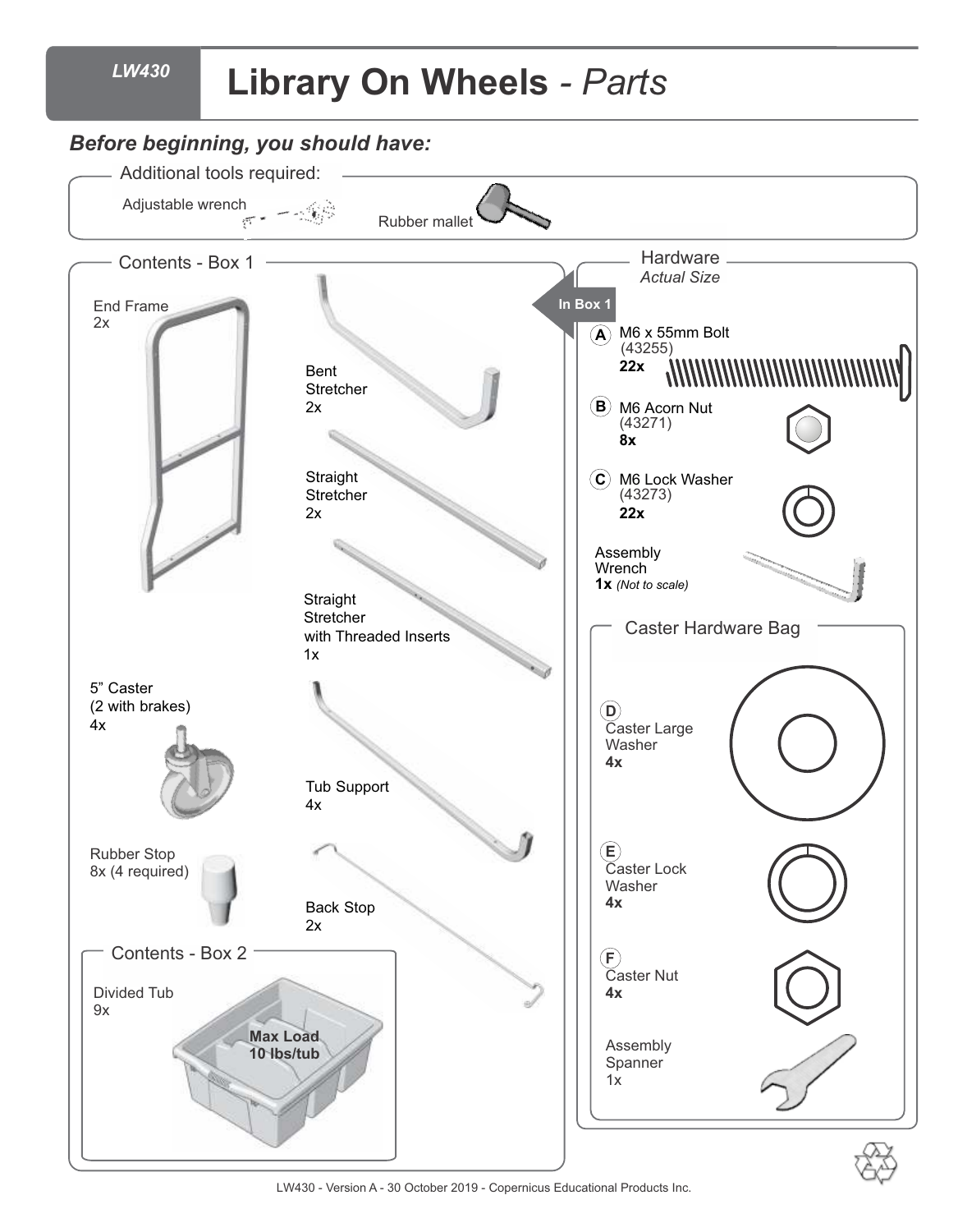# LW430 Library On Wheels - *Parts*

## *Before beginning, you should have:*

### Additional tools required:

- Adjustable wrench
- Rubber mallet

### Contents - Box 1

- End Frame 2x
- Bent Stretcher 2x
- Straight Stretcher 2x
- Straight Stretcher with Threaded Inserts 1x
- 5" Caster (2 with brakes) 4x
- Tub Support 4x
- Rubber Stop 8x (4 required)
- Back Stop 2x

### Contents - Box 2

- Divided Tub 9x

**Max Load 10 lbs/tub**

### Hardware

*Actual Size*

**In Box 1**

- **A** M6 x 55mm Bolt (43255) **22x**
- **B** M6 Acorn Nut (43271) **8x**
- **C** M6 Lock Washer (43273) **22x**
- Assembly Wrench **1x** *(Not to scale)*

### Caster Hardware Bag

- **D** Caster Large Washer **4x**
- **E** Caster Lock Washer **4x**
- **F** Caster Nut **4x**
- Assembly Spanner 1x

LW430 - Version A - 30 October 2019 - Copernicus Educational Products Inc.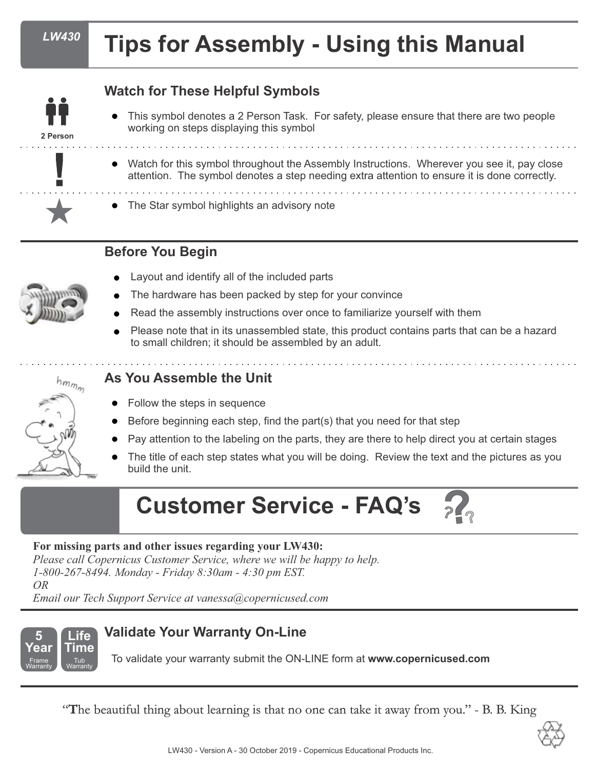# Tips for Assembly - Using this Manual

## Watch for These Helpful Symbols

2 Person

- This symbol denotes a 2 Person Task. For safety, please ensure that there are two people working on steps displaying this symbol

!

- Watch for this symbol throughout the Assembly Instructions. Wherever you see it, pay close attention. The symbol denotes a step needing extra attention to ensure it is done correctly.

★

- The Star symbol highlights an advisory note

## Before You Begin

- Layout and identify all of the included parts
- The hardware has been packed by step for your convince
- Read the assembly instructions over once to familiarize yourself with them
- Please note that in its unassembled state, this product contains parts that can be a hazard to small children; it should be assembled by an adult.

## As You Assemble the Unit

- Follow the steps in sequence
- Before beginning each step, find the part(s) that you need for that step
- Pay attention to the labeling on the parts, they are there to help direct you at certain stages
- The title of each step states what you will be doing. Review the text and the pictures as you build the unit.

# Customer Service - FAQ's

**For missing parts and other issues regarding your LW430:**
*Please call Copernicus Customer Service, where we will be happy to help.*
*1-800-267-8494. Monday - Friday 8:30am - 4:30 pm EST.*
*OR*
*Email our Tech Support Service at vanessa@copernicused.com*

## Validate Your Warranty On-Line

5 Year Frame Warranty | Life Time Tub Warranty

To validate your warranty submit the ON-LINE form at **www.copernicused.com**

"The beautiful thing about learning is that no one can take it away from you." - B. B. King

LW430 - Version A - 30 October 2019 - Copernicus Educational Products Inc.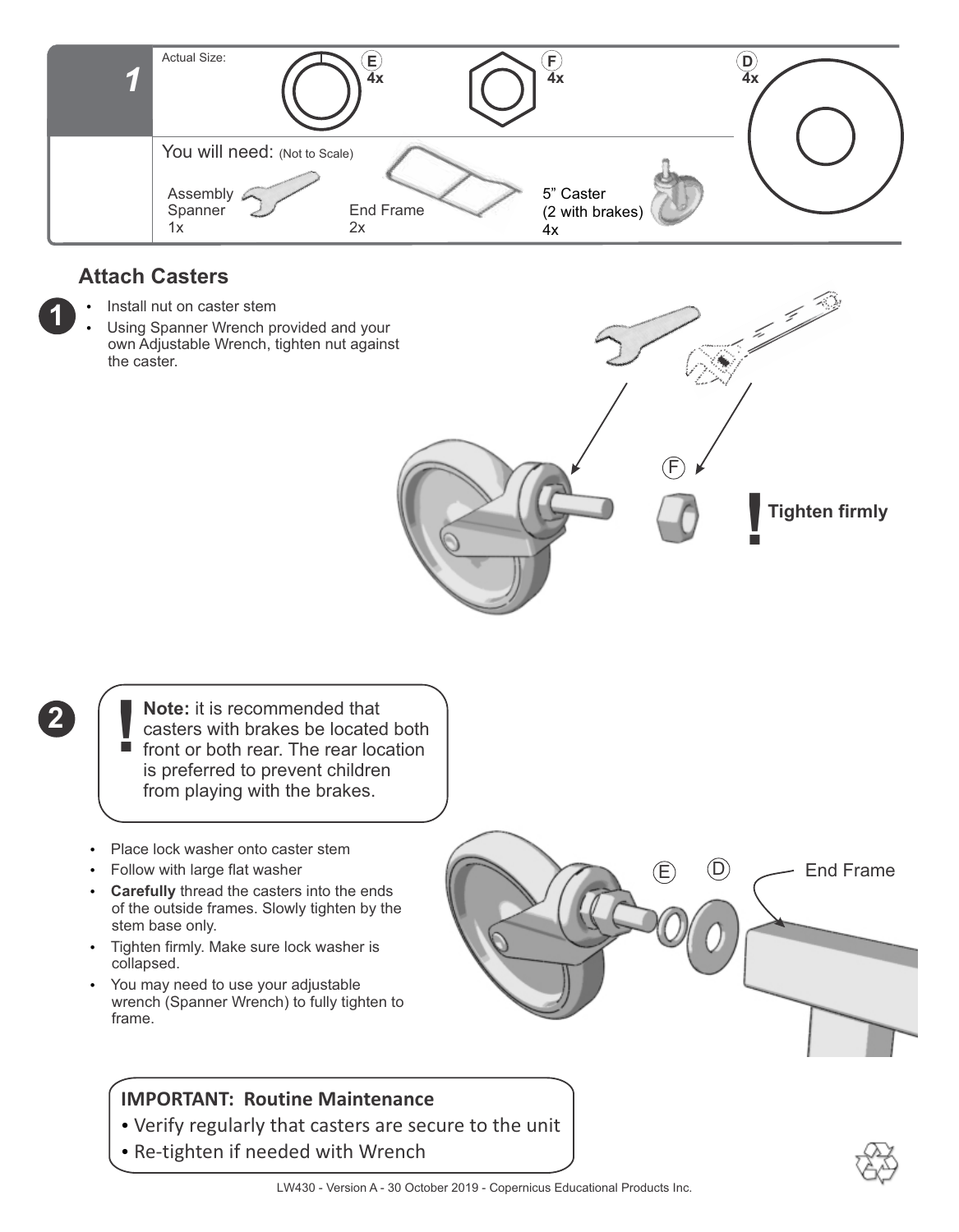## 1

Actual Size:

- E — 4x
- F — 4x
- D — 4x

You will need: (Not to Scale)

- Assembly Spanner — 1x
- End Frame — 2x
- 5" Caster (2 with brakes) — 4x

### Attach Casters

**1**

- Install nut on caster stem
- Using Spanner Wrench provided and your own Adjustable Wrench, tighten nut against the caster.

F

**! Tighten firmly**

**2**

> **! Note:** it is recommended that casters with brakes be located both front or both rear. The rear location is preferred to prevent children from playing with the brakes.

- Place lock washer onto caster stem
- Follow with large flat washer
- **Carefully** thread the casters into the ends of the outside frames. Slowly tighten by the stem base only.
- Tighten firmly. Make sure lock washer is collapsed.
- You may need to use your adjustable wrench (Spanner Wrench) to fully tighten to frame.

E D End Frame

**IMPORTANT: Routine Maintenance**

- Verify regularly that casters are secure to the unit
- Re-tighten if needed with Wrench

LW430 - Version A - 30 October 2019 - Copernicus Educational Products Inc.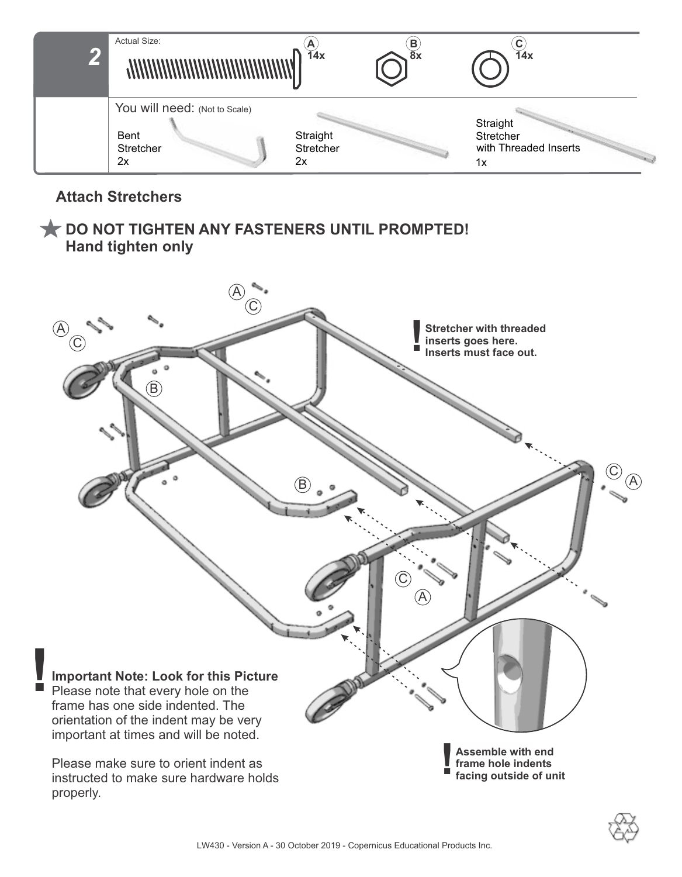## 2

Actual Size:

| A | B | C |
| --- | --- | --- |
| 14x | 8x | 14x |

You will need: (Not to Scale)

- Bent Stretcher 2x
- Straight Stretcher 2x
- Straight Stretcher with Threaded Inserts 1x

### Attach Stretchers

**★ DO NOT TIGHTEN ANY FASTENERS UNTIL PROMPTED! Hand tighten only**

**! Stretcher with threaded inserts goes here. Inserts must face out.**

**! Important Note: Look for this Picture**
Please note that every hole on the frame has one side indented. The orientation of the indent may be very important at times and will be noted.

Please make sure to orient indent as instructed to make sure hardware holds properly.

**! Assemble with end frame hole indents facing outside of unit**

LW430 - Version A - 30 October 2019 - Copernicus Educational Products Inc.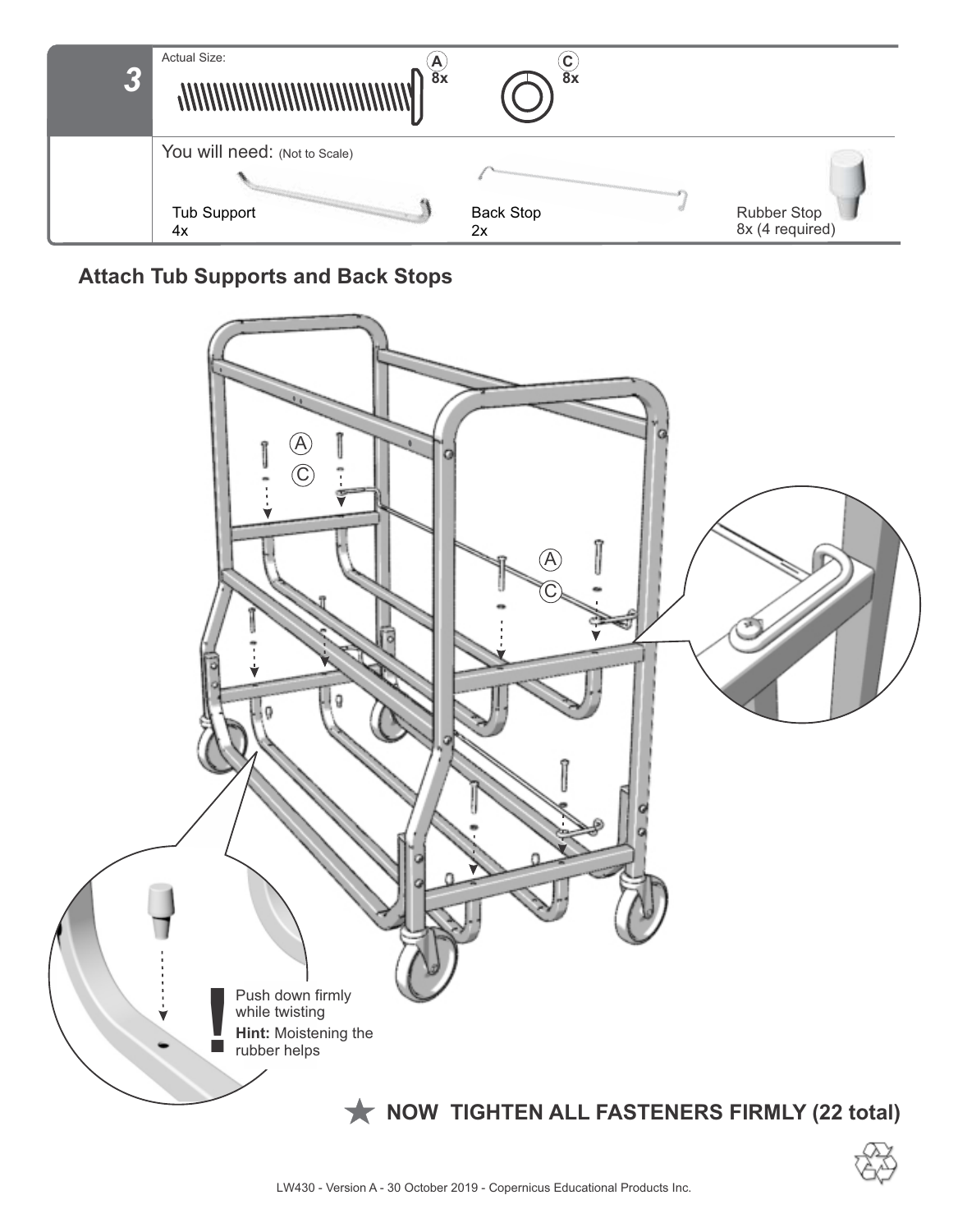## 3

Actual Size:

A 8x

C 8x

You will need: (Not to Scale)

Tub Support 4x

Back Stop 2x

Rubber Stop 8x (4 required)

## Attach Tub Supports and Back Stops

A

C

A

C

**!** Push down firmly while twisting

**Hint:** Moistening the rubber helps

★ **NOW TIGHTEN ALL FASTENERS FIRMLY (22 total)**

LW430 - Version A - 30 October 2019 - Copernicus Educational Products Inc.